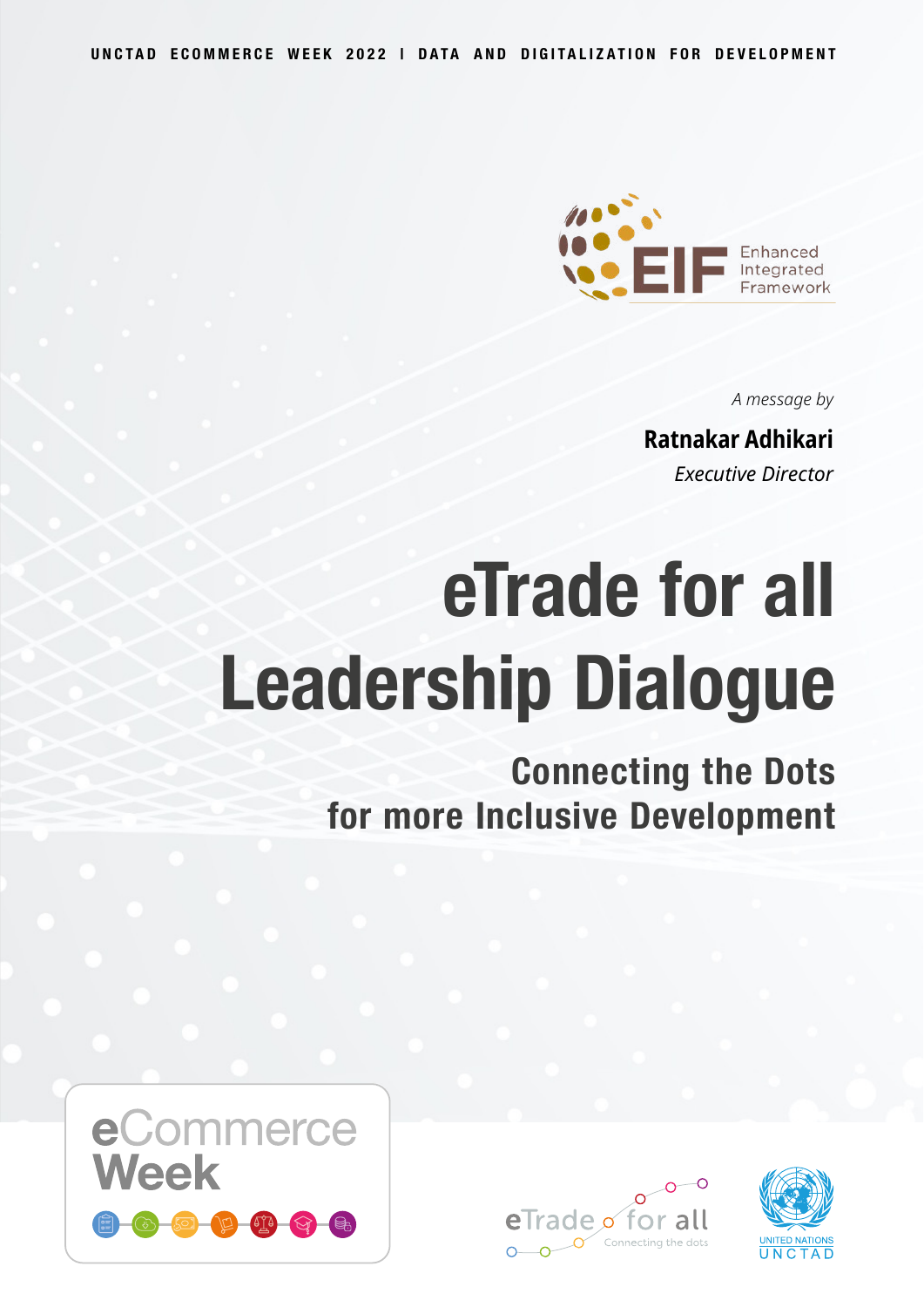UNCTAD ECOMMERCE WEEK 2022 | DATA AND DIGITALIZATION FOR DEVELOPMENT

EIF Enhanced Integrated Framework

*A message by*

**Ratnakar Adhikari**

*Executive Director*

# eTrade for all Leadership Dialogue

## Connecting the Dots for more Inclusive Development

eCommerce Week

eTrade for all — Connecting the dots

UNITED NATIONS UNCTAD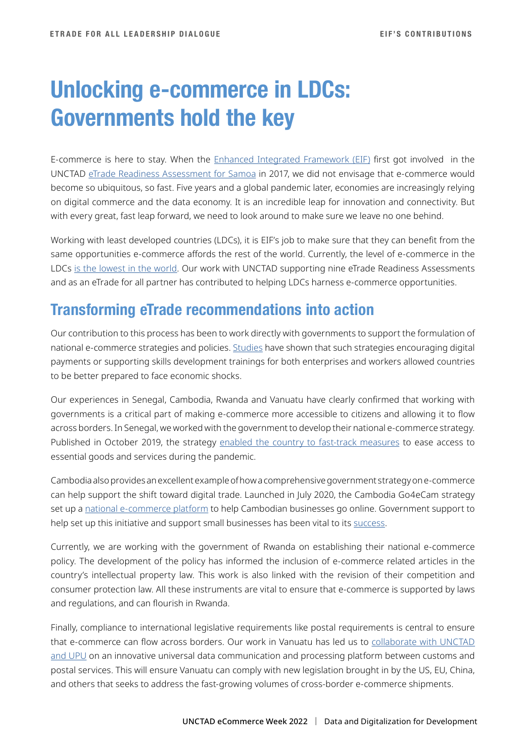# Unlocking e-commerce in LDCs: Governments hold the key

E-commerce is here to stay. When the Enhanced Integrated Framework (EIF) first got involved in the UNCTAD eTrade Readiness Assessment for Samoa in 2017, we did not envisage that e-commerce would become so ubiquitous, so fast. Five years and a global pandemic later, economies are increasingly relying on digital commerce and the data economy. It is an incredible leap for innovation and connectivity. But with every great, fast leap forward, we need to look around to make sure we leave no one behind.

Working with least developed countries (LDCs), it is EIF's job to make sure that they can benefit from the same opportunities e-commerce affords the rest of the world. Currently, the level of e-commerce in the LDCs is the lowest in the world. Our work with UNCTAD supporting nine eTrade Readiness Assessments and as an eTrade for all partner has contributed to helping LDCs harness e-commerce opportunities.

## Transforming eTrade recommendations into action

Our contribution to this process has been to work directly with governments to support the formulation of national e-commerce strategies and policies. Studies have shown that such strategies encouraging digital payments or supporting skills development trainings for both enterprises and workers allowed countries to be better prepared to face economic shocks.

Our experiences in Senegal, Cambodia, Rwanda and Vanuatu have clearly confirmed that working with governments is a critical part of making e-commerce more accessible to citizens and allowing it to flow across borders. In Senegal, we worked with the government to develop their national e-commerce strategy. Published in October 2019, the strategy enabled the country to fast-track measures to ease access to essential goods and services during the pandemic.

Cambodia also provides an excellent example of how a comprehensive government strategy on e-commerce can help support the shift toward digital trade. Launched in July 2020, the Cambodia Go4eCam strategy set up a national e-commerce platform to help Cambodian businesses go online. Government support to help set up this initiative and support small businesses has been vital to its success.

Currently, we are working with the government of Rwanda on establishing their national e-commerce policy. The development of the policy has informed the inclusion of e-commerce related articles in the country's intellectual property law. This work is also linked with the revision of their competition and consumer protection law. All these instruments are vital to ensure that e-commerce is supported by laws and regulations, and can flourish in Rwanda.

Finally, compliance to international legislative requirements like postal requirements is central to ensure that e-commerce can flow across borders. Our work in Vanuatu has led us to collaborate with UNCTAD and UPU on an innovative universal data communication and processing platform between customs and postal services. This will ensure Vanuatu can comply with new legislation brought in by the US, EU, China, and others that seeks to address the fast-growing volumes of cross-border e-commerce shipments.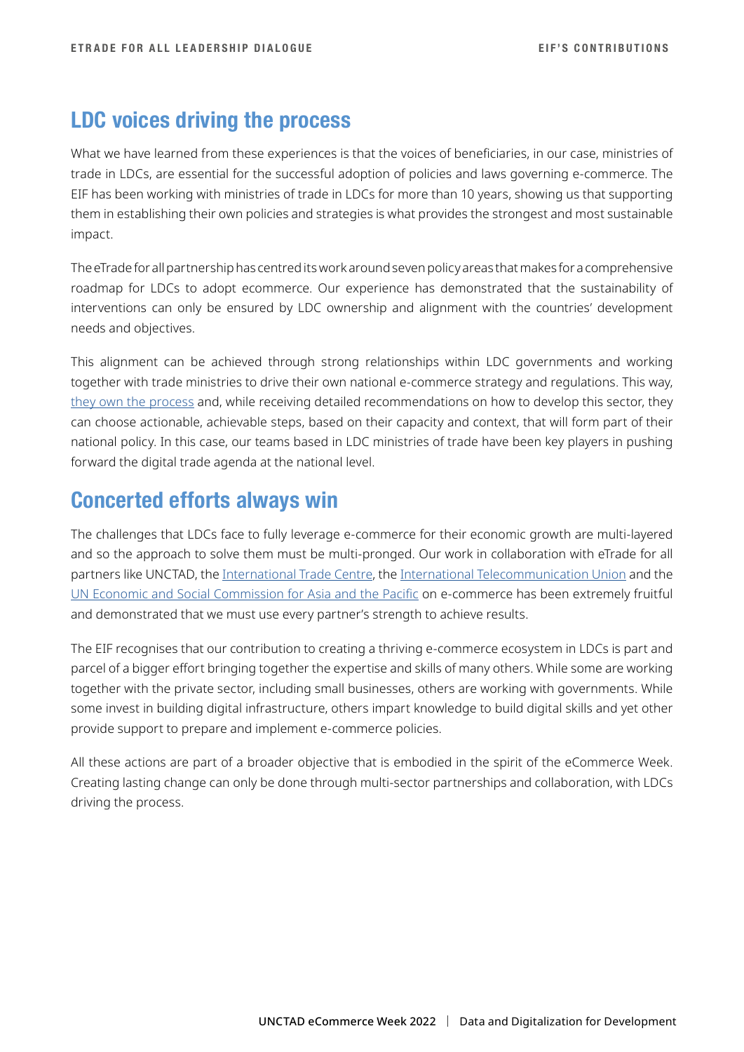## LDC voices driving the process

What we have learned from these experiences is that the voices of beneficiaries, in our case, ministries of trade in LDCs, are essential for the successful adoption of policies and laws governing e-commerce. The EIF has been working with ministries of trade in LDCs for more than 10 years, showing us that supporting them in establishing their own policies and strategies is what provides the strongest and most sustainable impact.

The eTrade for all partnership has centred its work around seven policy areas that makes for a comprehensive roadmap for LDCs to adopt ecommerce. Our experience has demonstrated that the sustainability of interventions can only be ensured by LDC ownership and alignment with the countries' development needs and objectives.

This alignment can be achieved through strong relationships within LDC governments and working together with trade ministries to drive their own national e-commerce strategy and regulations. This way, they own the process and, while receiving detailed recommendations on how to develop this sector, they can choose actionable, achievable steps, based on their capacity and context, that will form part of their national policy. In this case, our teams based in LDC ministries of trade have been key players in pushing forward the digital trade agenda at the national level.

## Concerted efforts always win

The challenges that LDCs face to fully leverage e-commerce for their economic growth are multi-layered and so the approach to solve them must be multi-pronged. Our work in collaboration with eTrade for all partners like UNCTAD, the International Trade Centre, the International Telecommunication Union and the UN Economic and Social Commission for Asia and the Pacific on e-commerce has been extremely fruitful and demonstrated that we must use every partner's strength to achieve results.

The EIF recognises that our contribution to creating a thriving e-commerce ecosystem in LDCs is part and parcel of a bigger effort bringing together the expertise and skills of many others. While some are working together with the private sector, including small businesses, others are working with governments. While some invest in building digital infrastructure, others impart knowledge to build digital skills and yet other provide support to prepare and implement e-commerce policies.

All these actions are part of a broader objective that is embodied in the spirit of the eCommerce Week. Creating lasting change can only be done through multi-sector partnerships and collaboration, with LDCs driving the process.